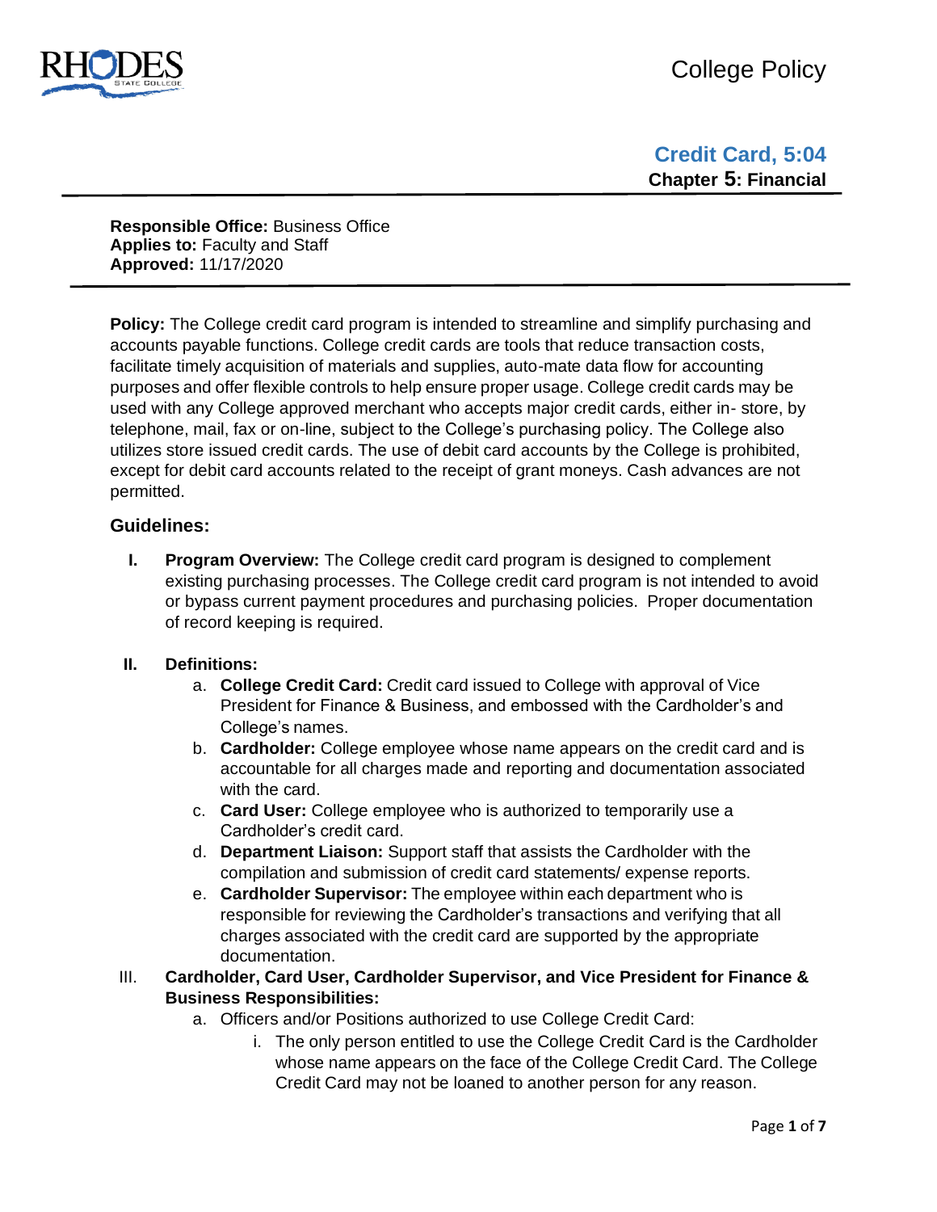# College Policy

## Credit Card, 5:04

**Chapter 5: Financial**

**Responsible Office:** Business Office
**Applies to:** Faculty and Staff
**Approved:** 11/17/2020

**Policy:** The College credit card program is intended to streamline and simplify purchasing and accounts payable functions. College credit cards are tools that reduce transaction costs, facilitate timely acquisition of materials and supplies, auto-mate data flow for accounting purposes and offer flexible controls to help ensure proper usage. College credit cards may be used with any College approved merchant who accepts major credit cards, either in- store, by telephone, mail, fax or on-line, subject to the College's purchasing policy. The College also utilizes store issued credit cards. The use of debit card accounts by the College is prohibited, except for debit card accounts related to the receipt of grant moneys. Cash advances are not permitted.

### Guidelines:

**I. Program Overview:** The College credit card program is designed to complement existing purchasing processes. The College credit card program is not intended to avoid or bypass current payment procedures and purchasing policies. Proper documentation of record keeping is required.

**II. Definitions:**

a. **College Credit Card:** Credit card issued to College with approval of Vice President for Finance & Business, and embossed with the Cardholder's and College's names.
b. **Cardholder:** College employee whose name appears on the credit card and is accountable for all charges made and reporting and documentation associated with the card.
c. **Card User:** College employee who is authorized to temporarily use a Cardholder's credit card.
d. **Department Liaison:** Support staff that assists the Cardholder with the compilation and submission of credit card statements/ expense reports.
e. **Cardholder Supervisor:** The employee within each department who is responsible for reviewing the Cardholder's transactions and verifying that all charges associated with the credit card are supported by the appropriate documentation.

III. **Cardholder, Card User, Cardholder Supervisor, and Vice President for Finance & Business Responsibilities:**

a. Officers and/or Positions authorized to use College Credit Card:
   i. The only person entitled to use the College Credit Card is the Cardholder whose name appears on the face of the College Credit Card. The College Credit Card may not be loaned to another person for any reason.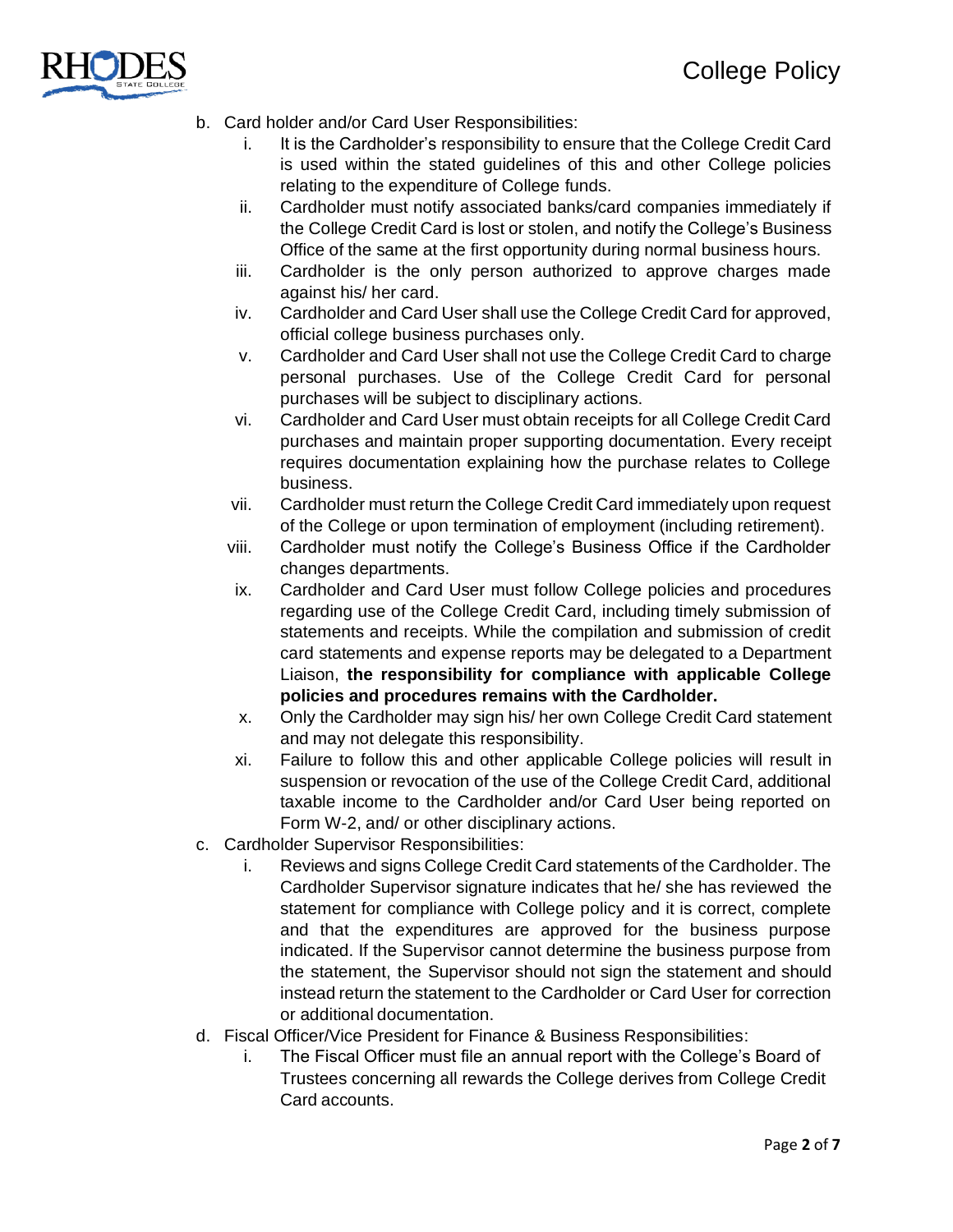b. Card holder and/or Card User Responsibilities:
   i. It is the Cardholder's responsibility to ensure that the College Credit Card is used within the stated guidelines of this and other College policies relating to the expenditure of College funds.
   ii. Cardholder must notify associated banks/card companies immediately if the College Credit Card is lost or stolen, and notify the College's Business Office of the same at the first opportunity during normal business hours.
   iii. Cardholder is the only person authorized to approve charges made against his/ her card.
   iv. Cardholder and Card User shall use the College Credit Card for approved, official college business purchases only.
   v. Cardholder and Card User shall not use the College Credit Card to charge personal purchases. Use of the College Credit Card for personal purchases will be subject to disciplinary actions.
   vi. Cardholder and Card User must obtain receipts for all College Credit Card purchases and maintain proper supporting documentation. Every receipt requires documentation explaining how the purchase relates to College business.
   vii. Cardholder must return the College Credit Card immediately upon request of the College or upon termination of employment (including retirement).
   viii. Cardholder must notify the College's Business Office if the Cardholder changes departments.
   ix. Cardholder and Card User must follow College policies and procedures regarding use of the College Credit Card, including timely submission of statements and receipts. While the compilation and submission of credit card statements and expense reports may be delegated to a Department Liaison, **the responsibility for compliance with applicable College policies and procedures remains with the Cardholder.**
   x. Only the Cardholder may sign his/ her own College Credit Card statement and may not delegate this responsibility.
   xi. Failure to follow this and other applicable College policies will result in suspension or revocation of the use of the College Credit Card, additional taxable income to the Cardholder and/or Card User being reported on Form W-2, and/ or other disciplinary actions.

c. Cardholder Supervisor Responsibilities:
   i. Reviews and signs College Credit Card statements of the Cardholder. The Cardholder Supervisor signature indicates that he/ she has reviewed the statement for compliance with College policy and it is correct, complete and that the expenditures are approved for the business purpose indicated. If the Supervisor cannot determine the business purpose from the statement, the Supervisor should not sign the statement and should instead return the statement to the Cardholder or Card User for correction or additional documentation.

d. Fiscal Officer/Vice President for Finance & Business Responsibilities:
   i. The Fiscal Officer must file an annual report with the College's Board of Trustees concerning all rewards the College derives from College Credit Card accounts.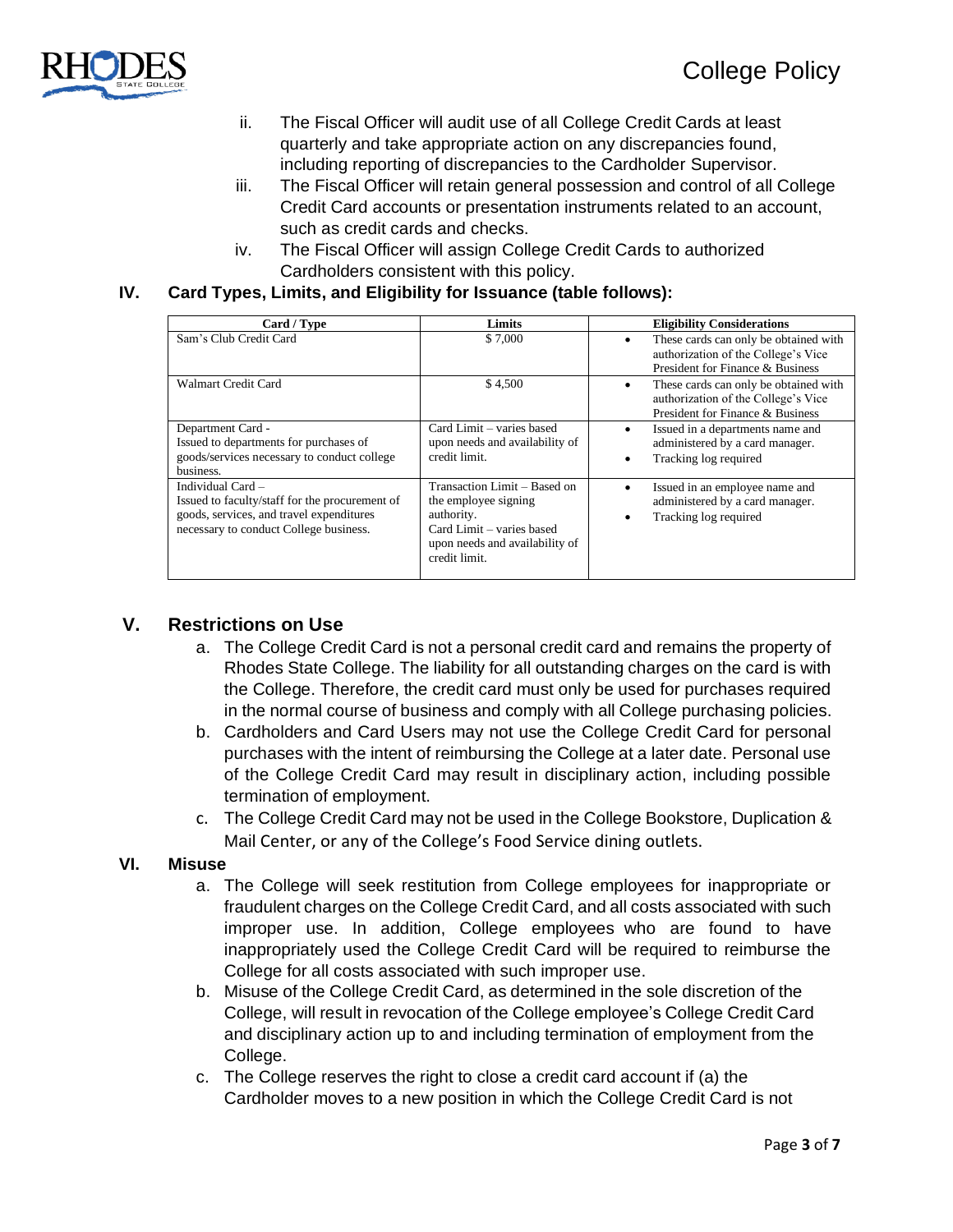ii. The Fiscal Officer will audit use of all College Credit Cards at least quarterly and take appropriate action on any discrepancies found, including reporting of discrepancies to the Cardholder Supervisor.

iii. The Fiscal Officer will retain general possession and control of all College Credit Card accounts or presentation instruments related to an account, such as credit cards and checks.

iv. The Fiscal Officer will assign College Credit Cards to authorized Cardholders consistent with this policy.

## IV. Card Types, Limits, and Eligibility for Issuance (table follows):

| Card / Type | Limits | Eligibility Considerations |
|---|---|---|
| Sam's Club Credit Card | $ 7,000 | • These cards can only be obtained with authorization of the College's Vice President for Finance & Business |
| Walmart Credit Card | $ 4,500 | • These cards can only be obtained with authorization of the College's Vice President for Finance & Business |
| Department Card - Issued to departments for purchases of goods/services necessary to conduct college business. | Card Limit – varies based upon needs and availability of credit limit. | • Issued in a departments name and administered by a card manager. • Tracking log required |
| Individual Card – Issued to faculty/staff for the procurement of goods, services, and travel expenditures necessary to conduct College business. | Transaction Limit – Based on the employee signing authority. Card Limit – varies based upon needs and availability of credit limit. | • Issued in an employee name and administered by a card manager. • Tracking log required |

## V. Restrictions on Use

a. The College Credit Card is not a personal credit card and remains the property of Rhodes State College. The liability for all outstanding charges on the card is with the College. Therefore, the credit card must only be used for purchases required in the normal course of business and comply with all College purchasing policies.

b. Cardholders and Card Users may not use the College Credit Card for personal purchases with the intent of reimbursing the College at a later date. Personal use of the College Credit Card may result in disciplinary action, including possible termination of employment.

c. The College Credit Card may not be used in the College Bookstore, Duplication & Mail Center, or any of the College's Food Service dining outlets.

## VI. Misuse

a. The College will seek restitution from College employees for inappropriate or fraudulent charges on the College Credit Card, and all costs associated with such improper use. In addition, College employees who are found to have inappropriately used the College Credit Card will be required to reimburse the College for all costs associated with such improper use.

b. Misuse of the College Credit Card, as determined in the sole discretion of the College, will result in revocation of the College employee's College Credit Card and disciplinary action up to and including termination of employment from the College.

c. The College reserves the right to close a credit card account if (a) the Cardholder moves to a new position in which the College Credit Card is not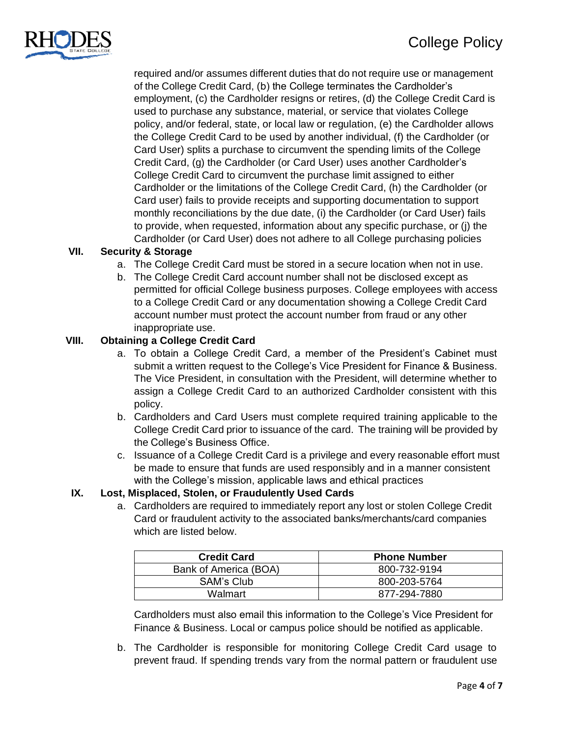required and/or assumes different duties that do not require use or management of the College Credit Card, (b) the College terminates the Cardholder's employment, (c) the Cardholder resigns or retires, (d) the College Credit Card is used to purchase any substance, material, or service that violates College policy, and/or federal, state, or local law or regulation, (e) the Cardholder allows the College Credit Card to be used by another individual, (f) the Cardholder (or Card User) splits a purchase to circumvent the spending limits of the College Credit Card, (g) the Cardholder (or Card User) uses another Cardholder's College Credit Card to circumvent the purchase limit assigned to either Cardholder or the limitations of the College Credit Card, (h) the Cardholder (or Card user) fails to provide receipts and supporting documentation to support monthly reconciliations by the due date, (i) the Cardholder (or Card User) fails to provide, when requested, information about any specific purchase, or (j) the Cardholder (or Card User) does not adhere to all College purchasing policies

## VII. Security & Storage

a. The College Credit Card must be stored in a secure location when not in use.
b. The College Credit Card account number shall not be disclosed except as permitted for official College business purposes. College employees with access to a College Credit Card or any documentation showing a College Credit Card account number must protect the account number from fraud or any other inappropriate use.

## VIII. Obtaining a College Credit Card

a. To obtain a College Credit Card, a member of the President's Cabinet must submit a written request to the College's Vice President for Finance & Business. The Vice President, in consultation with the President, will determine whether to assign a College Credit Card to an authorized Cardholder consistent with this policy.
b. Cardholders and Card Users must complete required training applicable to the College Credit Card prior to issuance of the card. The training will be provided by the College's Business Office.
c. Issuance of a College Credit Card is a privilege and every reasonable effort must be made to ensure that funds are used responsibly and in a manner consistent with the College's mission, applicable laws and ethical practices

## IX. Lost, Misplaced, Stolen, or Fraudulently Used Cards

a. Cardholders are required to immediately report any lost or stolen College Credit Card or fraudulent activity to the associated banks/merchants/card companies which are listed below.

| Credit Card | Phone Number |
|---|---|
| Bank of America (BOA) | 800-732-9194 |
| SAM's Club | 800-203-5764 |
| Walmart | 877-294-7880 |

Cardholders must also email this information to the College's Vice President for Finance & Business. Local or campus police should be notified as applicable.

b. The Cardholder is responsible for monitoring College Credit Card usage to prevent fraud. If spending trends vary from the normal pattern or fraudulent use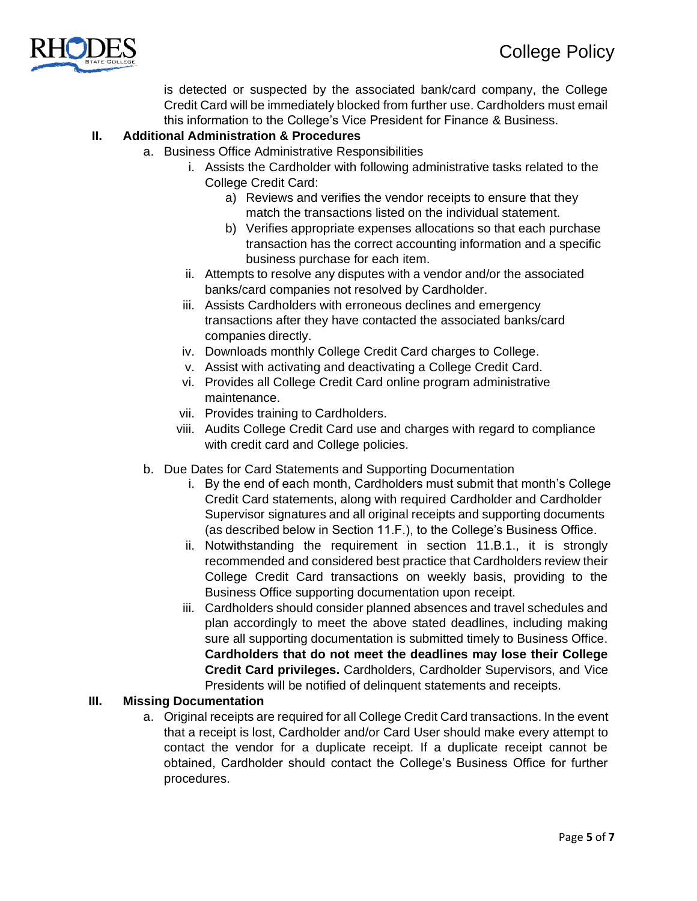is detected or suspected by the associated bank/card company, the College Credit Card will be immediately blocked from further use. Cardholders must email this information to the College's Vice President for Finance & Business.

## II. Additional Administration & Procedures

a. Business Office Administrative Responsibilities

i. Assists the Cardholder with following administrative tasks related to the College Credit Card:

a) Reviews and verifies the vendor receipts to ensure that they match the transactions listed on the individual statement.

b) Verifies appropriate expenses allocations so that each purchase transaction has the correct accounting information and a specific business purchase for each item.

ii. Attempts to resolve any disputes with a vendor and/or the associated banks/card companies not resolved by Cardholder.

iii. Assists Cardholders with erroneous declines and emergency transactions after they have contacted the associated banks/card companies directly.

iv. Downloads monthly College Credit Card charges to College.

v. Assist with activating and deactivating a College Credit Card.

vi. Provides all College Credit Card online program administrative maintenance.

vii. Provides training to Cardholders.

viii. Audits College Credit Card use and charges with regard to compliance with credit card and College policies.

b. Due Dates for Card Statements and Supporting Documentation

i. By the end of each month, Cardholders must submit that month's College Credit Card statements, along with required Cardholder and Cardholder Supervisor signatures and all original receipts and supporting documents (as described below in Section 11.F.), to the College's Business Office.

ii. Notwithstanding the requirement in section 11.B.1., it is strongly recommended and considered best practice that Cardholders review their College Credit Card transactions on weekly basis, providing to the Business Office supporting documentation upon receipt.

iii. Cardholders should consider planned absences and travel schedules and plan accordingly to meet the above stated deadlines, including making sure all supporting documentation is submitted timely to Business Office. **Cardholders that do not meet the deadlines may lose their College Credit Card privileges.** Cardholders, Cardholder Supervisors, and Vice Presidents will be notified of delinquent statements and receipts.

## III. Missing Documentation

a. Original receipts are required for all College Credit Card transactions. In the event that a receipt is lost, Cardholder and/or Card User should make every attempt to contact the vendor for a duplicate receipt. If a duplicate receipt cannot be obtained, Cardholder should contact the College's Business Office for further procedures.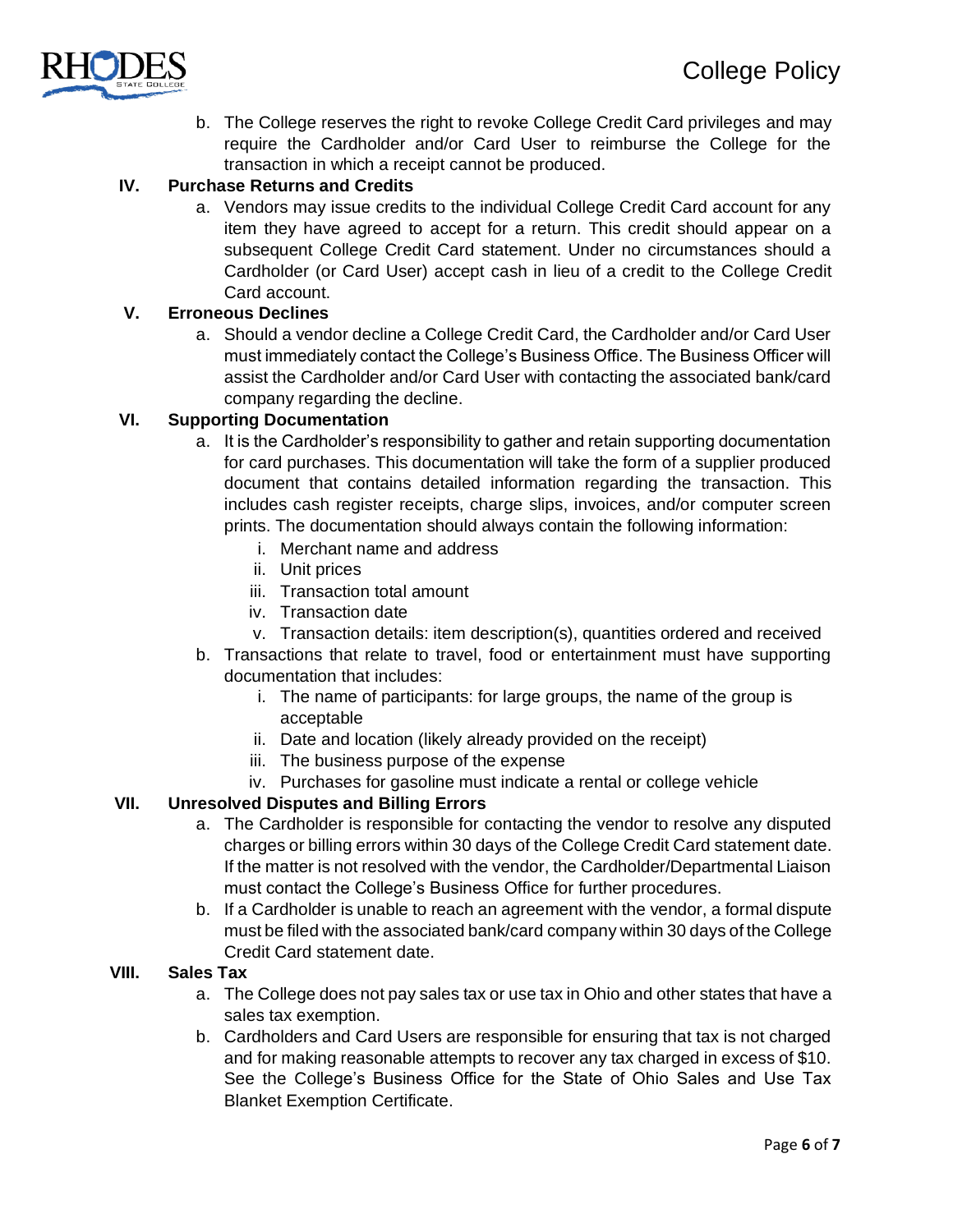b. The College reserves the right to revoke College Credit Card privileges and may require the Cardholder and/or Card User to reimburse the College for the transaction in which a receipt cannot be produced.

**IV. Purchase Returns and Credits**

a. Vendors may issue credits to the individual College Credit Card account for any item they have agreed to accept for a return. This credit should appear on a subsequent College Credit Card statement. Under no circumstances should a Cardholder (or Card User) accept cash in lieu of a credit to the College Credit Card account.

**V. Erroneous Declines**

a. Should a vendor decline a College Credit Card, the Cardholder and/or Card User must immediately contact the College's Business Office. The Business Officer will assist the Cardholder and/or Card User with contacting the associated bank/card company regarding the decline.

**VI. Supporting Documentation**

a. It is the Cardholder's responsibility to gather and retain supporting documentation for card purchases. This documentation will take the form of a supplier produced document that contains detailed information regarding the transaction. This includes cash register receipts, charge slips, invoices, and/or computer screen prints. The documentation should always contain the following information:
   i. Merchant name and address
   ii. Unit prices
   iii. Transaction total amount
   iv. Transaction date
   v. Transaction details: item description(s), quantities ordered and received

b. Transactions that relate to travel, food or entertainment must have supporting documentation that includes:
   i. The name of participants: for large groups, the name of the group is acceptable
   ii. Date and location (likely already provided on the receipt)
   iii. The business purpose of the expense
   iv. Purchases for gasoline must indicate a rental or college vehicle

**VII. Unresolved Disputes and Billing Errors**

a. The Cardholder is responsible for contacting the vendor to resolve any disputed charges or billing errors within 30 days of the College Credit Card statement date. If the matter is not resolved with the vendor, the Cardholder/Departmental Liaison must contact the College's Business Office for further procedures.

b. If a Cardholder is unable to reach an agreement with the vendor, a formal dispute must be filed with the associated bank/card company within 30 days of the College Credit Card statement date.

**VIII. Sales Tax**

a. The College does not pay sales tax or use tax in Ohio and other states that have a sales tax exemption.

b. Cardholders and Card Users are responsible for ensuring that tax is not charged and for making reasonable attempts to recover any tax charged in excess of $10. See the College's Business Office for the State of Ohio Sales and Use Tax Blanket Exemption Certificate.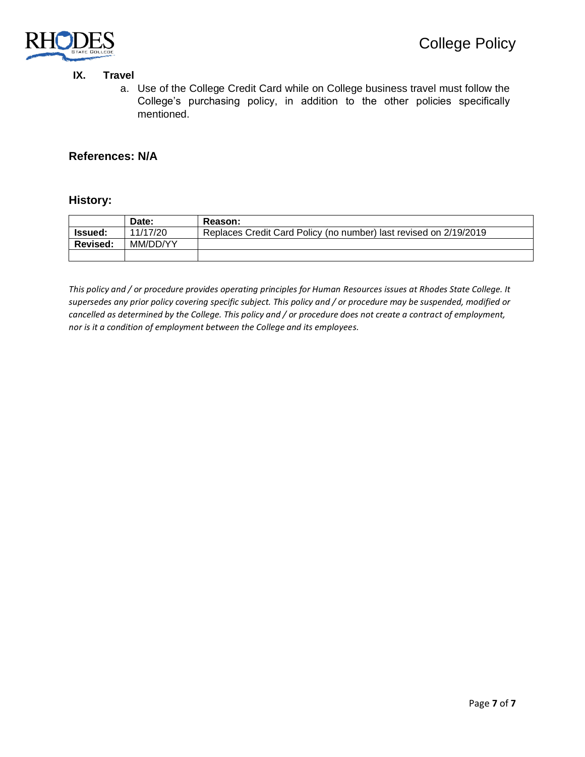**IX. Travel**

a. Use of the College Credit Card while on College business travel must follow the College's purchasing policy, in addition to the other policies specifically mentioned.

## References: N/A

## History:

| | Date: | Reason: |
|---|---|---|
| **Issued:** | 11/17/20 | Replaces Credit Card Policy (no number) last revised on 2/19/2019 |
| **Revised:** | MM/DD/YY | |
| | | |

*This policy and / or procedure provides operating principles for Human Resources issues at Rhodes State College. It supersedes any prior policy covering specific subject. This policy and / or procedure may be suspended, modified or cancelled as determined by the College. This policy and / or procedure does not create a contract of employment, nor is it a condition of employment between the College and its employees.*